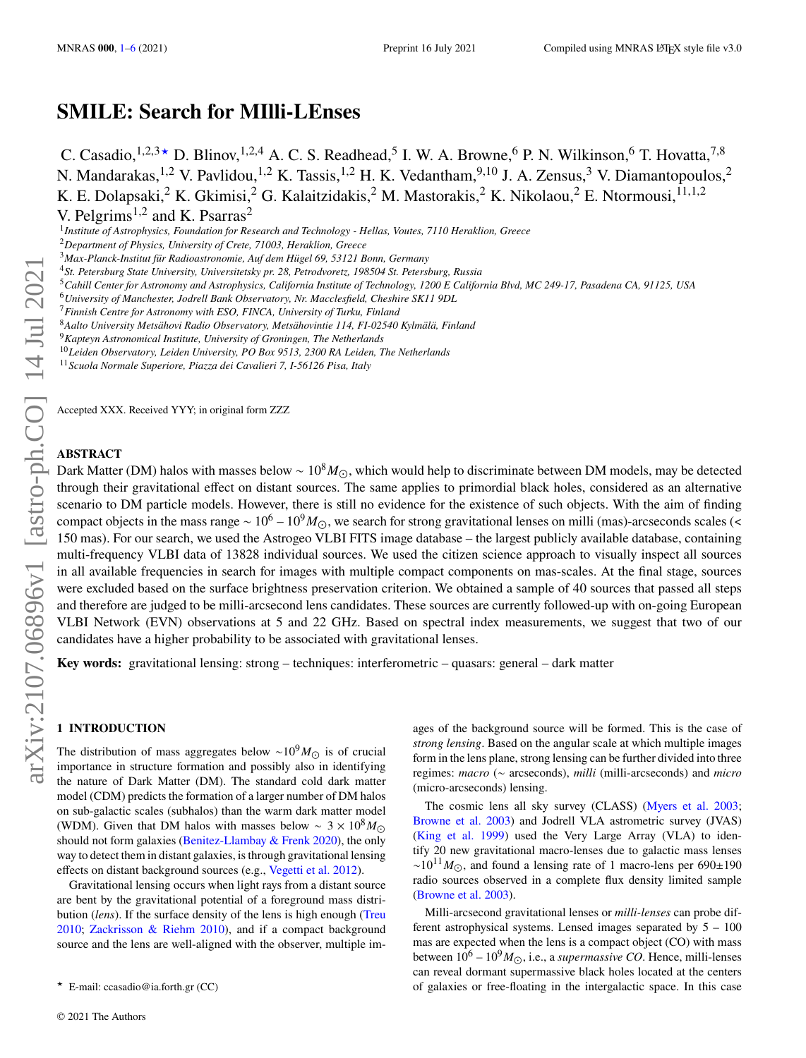# SMILE: Search for MIlli-LEnses

C. Casadio,[1,2,3★] D. Blinov,[1,2,4] A. C. S. Readhead,[5] I. W. A. Browne,[6] P. N. Wilkinson,[6] T. Hovatta,[7,8] N. Mandarakas,[1,2] V. Pavlidou,[1,2] K. Tassis,[1,2] H. K. Vedantham,[9,10] J. A. Zensus,[3] V. Diamantopoulos,[2] K. E. Dolapsaki,[2] K. Gkimisi,[2] G. Kalaitzidakis,[2] M. Mastorakis,[2] K. Nikolaou,[2] E. Ntormousi,[11,1,2] V. Pelgrims[1,2] and K. Psarras[2]

[1]*Institute of Astrophysics, Foundation for Research and Technology - Hellas, Voutes, 7110 Heraklion, Greece*
[2]*Department of Physics, University of Crete, 71003, Heraklion, Greece*
[3]*Max-Planck-Institut für Radioastronomie, Auf dem Hügel 69, 53121 Bonn, Germany*
[4]*St. Petersburg State University, Universitetsky pr. 28, Petrodvoretz, 198504 St. Petersburg, Russia*
[5]*Cahill Center for Astronomy and Astrophysics, California Institute of Technology, 1200 E California Blvd, MC 249-17, Pasadena CA, 91125, USA*
[6]*University of Manchester, Jodrell Bank Observatory, Nr. Macclesfield, Cheshire SK11 9DL*
[7]*Finnish Centre for Astronomy with ESO, FINCA, University of Turku, Finland*
[8]*Aalto University Metsähovi Radio Observatory, Metsähovintie 114, FI-02540 Kylmälä, Finland*
[9]*Kapteyn Astronomical Institute, University of Groningen, The Netherlands*
[10]*Leiden Observatory, Leiden University, PO Box 9513, 2300 RA Leiden, The Netherlands*
[11]*Scuola Normale Superiore, Piazza dei Cavalieri 7, I-56126 Pisa, Italy*

Accepted XXX. Received YYY; in original form ZZZ

## ABSTRACT

Dark Matter (DM) halos with masses below $\sim 10^8 M_\odot$, which would help to discriminate between DM models, may be detected through their gravitational effect on distant sources. The same applies to primordial black holes, considered as an alternative scenario to DM particle models. However, there is still no evidence for the existence of such objects. With the aim of finding compact objects in the mass range $\sim 10^6 - 10^9 M_\odot$, we search for strong gravitational lenses on milli (mas)-arcseconds scales (< 150 mas). For our search, we used the Astrogeo VLBI FITS image database – the largest publicly available database, containing multi-frequency VLBI data of 13828 individual sources. We used the citizen science approach to visually inspect all sources in all available frequencies in search for images with multiple compact components on mas-scales. At the final stage, sources were excluded based on the surface brightness preservation criterion. We obtained a sample of 40 sources that passed all steps and therefore are judged to be milli-arcsecond lens candidates. These sources are currently followed-up with on-going European VLBI Network (EVN) observations at 5 and 22 GHz. Based on spectral index measurements, we suggest that two of our candidates have a higher probability to be associated with gravitational lenses.

**Key words:** gravitational lensing: strong – techniques: interferometric – quasars: general – dark matter

## 1 INTRODUCTION

The distribution of mass aggregates below $\sim 10^9 M_\odot$ is of crucial importance in structure formation and possibly also in identifying the nature of Dark Matter (DM). The standard cold dark matter model (CDM) predicts the formation of a larger number of DM halos on sub-galactic scales (subhalos) than the warm dark matter model (WDM). Given that DM halos with masses below $\sim 3 \times 10^8 M_\odot$ should not form galaxies (Benitez-Llambay & Frenk 2020), the only way to detect them in distant galaxies, is through gravitational lensing effects on distant background sources (e.g., Vegetti et al. 2012).

Gravitational lensing occurs when light rays from a distant source are bent by the gravitational potential of a foreground mass distribution (*lens*). If the surface density of the lens is high enough (Treu 2010; Zackrisson & Riehm 2010), and if a compact background source and the lens are well-aligned with the observer, multiple images of the background source will be formed. This is the case of *strong lensing*. Based on the angular scale at which multiple images form in the lens plane, strong lensing can be further divided into three regimes: *macro* (∼ arcseconds), *milli* (milli-arcseconds) and *micro* (micro-arcseconds) lensing.

The cosmic lens all sky survey (CLASS) (Myers et al. 2003; Browne et al. 2003) and Jodrell VLA astrometric survey (JVAS) (King et al. 1999) used the Very Large Array (VLA) to identify 20 new gravitational macro-lenses due to galactic mass lenses $\sim 10^{11} M_\odot$, and found a lensing rate of 1 macro-lens per 690±190 radio sources observed in a complete flux density limited sample (Browne et al. 2003).

Milli-arcsecond gravitational lenses or *milli-lenses* can probe different astrophysical systems. Lensed images separated by 5 – 100 mas are expected when the lens is a compact object (CO) with mass between $10^6 - 10^9 M_\odot$, i.e., a *supermassive CO*. Hence, milli-lenses can reveal dormant supermassive black holes located at the centers of galaxies or free-floating in the intergalactic space. In this case

★ E-mail: ccasadio@ia.forth.gr (CC)

© 2021 The Authors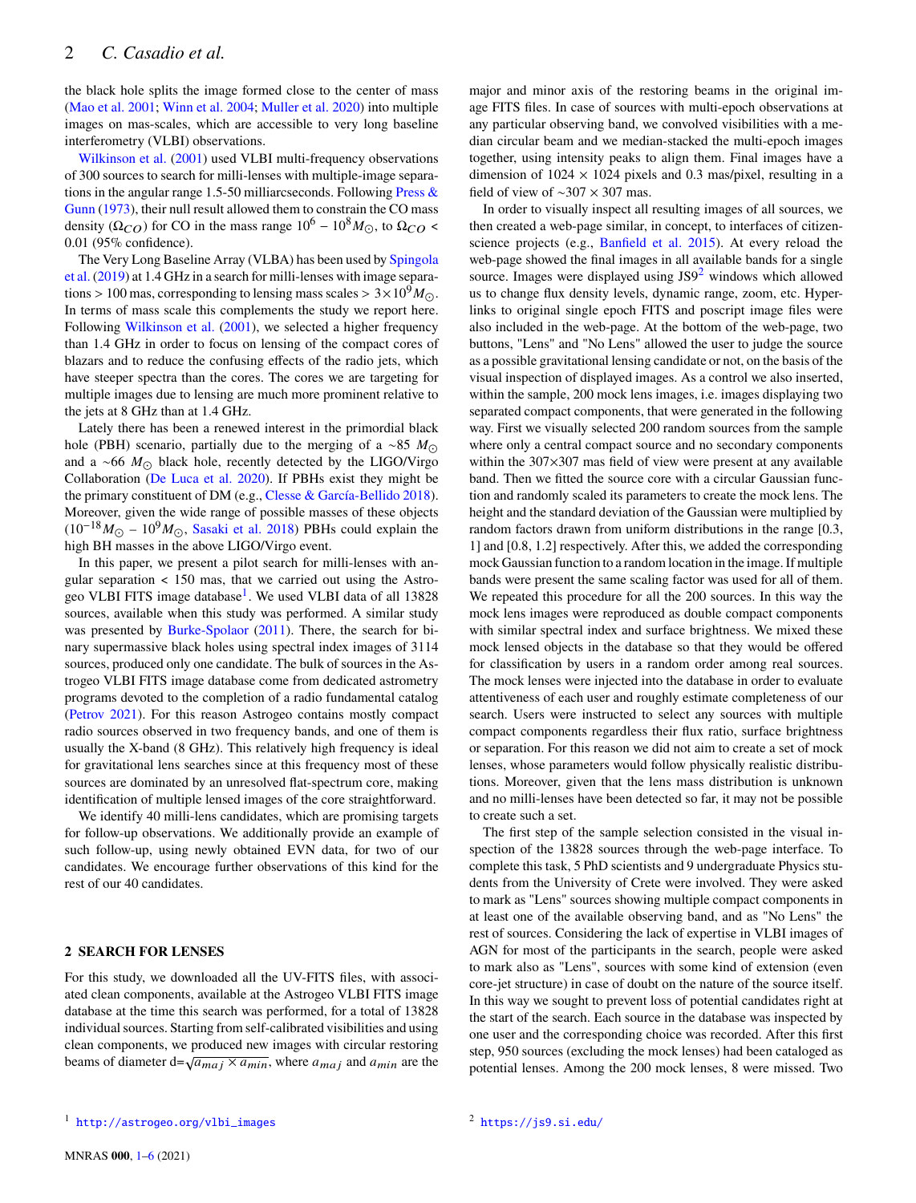the black hole splits the image formed close to the center of mass (Mao et al. 2001; Winn et al. 2004; Muller et al. 2020) into multiple images on mas-scales, which are accessible to very long baseline interferometry (VLBI) observations.

Wilkinson et al. (2001) used VLBI multi-frequency observations of 300 sources to search for milli-lenses with multiple-image separations in the angular range 1.5-50 milliarcseconds. Following Press & Gunn (1973), their null result allowed them to constrain the CO mass density ($\Omega_{CO}$) for CO in the mass range $10^6 - 10^8 M_{\odot}$, to $\Omega_{CO} <$ 0.01 (95% confidence).

The Very Long Baseline Array (VLBA) has been used by Spingola et al. (2019) at 1.4 GHz in a search for milli-lenses with image separations > 100 mas, corresponding to lensing mass scales $> 3{\times}10^9 M_{\odot}$. In terms of mass scale this complements the study we report here. Following Wilkinson et al. (2001), we selected a higher frequency than 1.4 GHz in order to focus on lensing of the compact cores of blazars and to reduce the confusing effects of the radio jets, which have steeper spectra than the cores. The cores we are targeting for multiple images due to lensing are much more prominent relative to the jets at 8 GHz than at 1.4 GHz.

Lately there has been a renewed interest in the primordial black hole (PBH) scenario, partially due to the merging of a ~85 $M_{\odot}$ and a ~66 $M_{\odot}$ black hole, recently detected by the LIGO/Virgo Collaboration (De Luca et al. 2020). If PBHs exist they might be the primary constituent of DM (e.g., Clesse & García-Bellido 2018). Moreover, given the wide range of possible masses of these objects ($10^{-18} M_{\odot} - 10^9 M_{\odot}$, Sasaki et al. 2018) PBHs could explain the high BH masses in the above LIGO/Virgo event.

In this paper, we present a pilot search for milli-lenses with angular separation < 150 mas, that we carried out using the Astrogeo VLBI FITS image database[1]. We used VLBI data of all 13828 sources, available when this study was performed. A similar study was presented by Burke-Spolaor (2011). There, the search for binary supermassive black holes using spectral index images of 3114 sources, produced only one candidate. The bulk of sources in the Astrogeo VLBI FITS image database come from dedicated astrometry programs devoted to the completion of a radio fundamental catalog (Petrov 2021). For this reason Astrogeo contains mostly compact radio sources observed in two frequency bands, and one of them is usually the X-band (8 GHz). This relatively high frequency is ideal for gravitational lens searches since at this frequency most of these sources are dominated by an unresolved flat-spectrum core, making identification of multiple lensed images of the core straightforward.

We identify 40 milli-lens candidates, which are promising targets for follow-up observations. We additionally provide an example of such follow-up, using newly obtained EVN data, for two of our candidates. We encourage further observations of this kind for the rest of our 40 candidates.

## 2 SEARCH FOR LENSES

For this study, we downloaded all the UV-FITS files, with associated clean components, available at the Astrogeo VLBI FITS image database at the time this search was performed, for a total of 13828 individual sources. Starting from self-calibrated visibilities and using clean components, we produced new images with circular restoring beams of diameter d=$\sqrt{a_{maj} \times a_{min}}$, where $a_{maj}$ and $a_{min}$ are the major and minor axis of the restoring beams in the original image FITS files. In case of sources with multi-epoch observations at any particular observing band, we convolved visibilities with a median circular beam and we median-stacked the multi-epoch images together, using intensity peaks to align them. Final images have a dimension of 1024 × 1024 pixels and 0.3 mas/pixel, resulting in a field of view of ~307 × 307 mas.

In order to visually inspect all resulting images of all sources, we then created a web-page similar, in concept, to interfaces of citizen-science projects (e.g., Banfield et al. 2015). At every reload the web-page showed the final images in all available bands for a single source. Images were displayed using JS9[2] windows which allowed us to change flux density levels, dynamic range, zoom, etc. Hyperlinks to original single epoch FITS and poscript image files were also included in the web-page. At the bottom of the web-page, two buttons, "Lens" and "No Lens" allowed the user to judge the source as a possible gravitational lensing candidate or not, on the basis of the visual inspection of displayed images. As a control we also inserted, within the sample, 200 mock lens images, i.e. images displaying two separated compact components, that were generated in the following way. First we visually selected 200 random sources from the sample where only a central compact source and no secondary components within the 307×307 mas field of view were present at any available band. Then we fitted the source core with a circular Gaussian function and randomly scaled its parameters to create the mock lens. The height and the standard deviation of the Gaussian were multiplied by random factors drawn from uniform distributions in the range [0.3, 1] and [0.8, 1.2] respectively. After this, we added the corresponding mock Gaussian function to a random location in the image. If multiple bands were present the same scaling factor was used for all of them. We repeated this procedure for all the 200 sources. In this way the mock lens images were reproduced as double compact components with similar spectral index and surface brightness. We mixed these mock lensed objects in the database so that they would be offered for classification by users in a random order among real sources. The mock lenses were injected into the database in order to evaluate attentiveness of each user and roughly estimate completeness of our search. Users were instructed to select any sources with multiple compact components regardless their flux ratio, surface brightness or separation. For this reason we did not aim to create a set of mock lenses, whose parameters would follow physically realistic distributions. Moreover, given that the lens mass distribution is unknown and no milli-lenses have been detected so far, it may not be possible to create such a set.

The first step of the sample selection consisted in the visual inspection of the 13828 sources through the web-page interface. To complete this task, 5 PhD scientists and 9 undergraduate Physics students from the University of Crete were involved. They were asked to mark as "Lens" sources showing multiple compact components in at least one of the available observing band, and as "No Lens" the rest of sources. Considering the lack of expertise in VLBI images of AGN for most of the participants in the search, people were asked to mark also as "Lens", sources with some kind of extension (even core-jet structure) in case of doubt on the nature of the source itself. In this way we sought to prevent loss of potential candidates right at the start of the search. Each source in the database was inspected by one user and the corresponding choice was recorded. After this first step, 950 sources (excluding the mock lenses) had been cataloged as potential lenses. Among the 200 mock lenses, 8 were missed. Two

[1] http://astrogeo.org/vlbi_images

[2] https://js9.si.edu/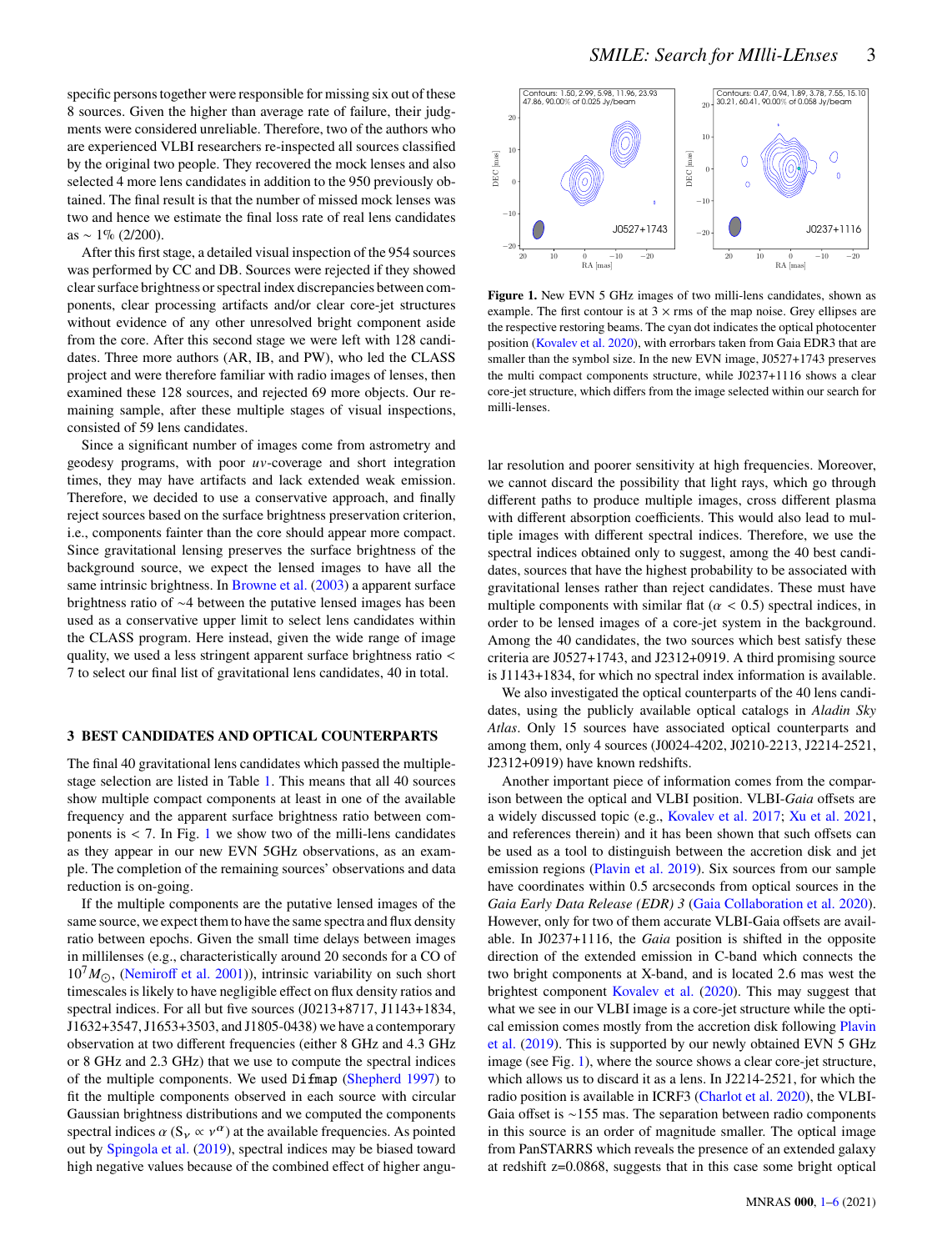specific persons together were responsible for missing six out of these 8 sources. Given the higher than average rate of failure, their judgments were considered unreliable. Therefore, two of the authors who are experienced VLBI researchers re-inspected all sources classified by the original two people. They recovered the mock lenses and also selected 4 more lens candidates in addition to the 950 previously obtained. The final result is that the number of missed mock lenses was two and hence we estimate the final loss rate of real lens candidates as $\sim 1\%$ (2/200).

After this first stage, a detailed visual inspection of the 954 sources was performed by CC and DB. Sources were rejected if they showed clear surface brightness or spectral index discrepancies between components, clear processing artifacts and/or clear core-jet structures without evidence of any other unresolved bright component aside from the core. After this second stage we were left with 128 candidates. Three more authors (AR, IB, and PW), who led the CLASS project and were therefore familiar with radio images of lenses, then examined these 128 sources, and rejected 69 more objects. Our remaining sample, after these multiple stages of visual inspections, consisted of 59 lens candidates.

Since a significant number of images come from astrometry and geodesy programs, with poor *uv*-coverage and short integration times, they may have artifacts and lack extended weak emission. Therefore, we decided to use a conservative approach, and finally reject sources based on the surface brightness preservation criterion, i.e., components fainter than the core should appear more compact. Since gravitational lensing preserves the surface brightness of the background source, we expect the lensed images to have all the same intrinsic brightness. In Browne et al. (2003) a apparent surface brightness ratio of $\sim$4 between the putative lensed images has been used as a conservative upper limit to select lens candidates within the CLASS program. Here instead, given the wide range of image quality, we used a less stringent apparent surface brightness ratio $< 7$ to select our final list of gravitational lens candidates, 40 in total.

## 3 BEST CANDIDATES AND OPTICAL COUNTERPARTS

The final 40 gravitational lens candidates which passed the multiple-stage selection are listed in Table 1. This means that all 40 sources show multiple compact components at least in one of the available frequency and the apparent surface brightness ratio between components is $< 7$. In Fig. 1 we show two of the milli-lens candidates as they appear in our new EVN 5GHz observations, as an example. The completion of the remaining sources' observations and data reduction is on-going.

If the multiple components are the putative lensed images of the same source, we expect them to have the same spectra and flux density ratio between epochs. Given the small time delays between images in millilenses (e.g., characteristically around 20 seconds for a CO of $10^7 M_\odot$, (Nemiroff et al. 2001)), intrinsic variability on such short timescales is likely to have negligible effect on flux density ratios and spectral indices. For all but five sources (J0213+8717, J1143+1834, J1632+3547, J1653+3503, and J1805-0438) we have a contemporary observation at two different frequencies (either 8 GHz and 4.3 GHz or 8 GHz and 2.3 GHz) that we use to compute the spectral indices of the multiple components. We used `Difmap` (Shepherd 1997) to fit the multiple components observed in each source with circular Gaussian brightness distributions and we computed the components spectral indices $\alpha$ ($S_\nu \propto \nu^\alpha$) at the available frequencies. As pointed out by Spingola et al. (2019), spectral indices may be biased toward high negative values because of the combined effect of higher angular resolution and poorer sensitivity at high frequencies. Moreover, we cannot discard the possibility that light rays, which go through different paths to produce multiple images, cross different plasma with different absorption coefficients. This would also lead to multiple images with different spectral indices. Therefore, we use the spectral indices obtained only to suggest, among the 40 best candidates, sources that have the highest probability to be associated with gravitational lenses rather than reject candidates. These must have multiple components with similar flat ($\alpha < 0.5$) spectral indices, in order to be lensed images of a core-jet system in the background. Among the 40 candidates, the two sources which best satisfy these criteria are J0527+1743, and J2312+0919. A third promising source is J1143+1834, for which no spectral index information is available.

We also investigated the optical counterparts of the 40 lens candidates, using the publicly available optical catalogs in *Aladin Sky Atlas*. Only 15 sources have associated optical counterparts and among them, only 4 sources (J0024-4202, J0210-2213, J2214-2521, J2312+0919) have known redshifts.

Another important piece of information comes from the comparison between the optical and VLBI position. VLBI-*Gaia* offsets are a widely discussed topic (e.g., Kovalev et al. 2017; Xu et al. 2021, and references therein) and it has been shown that such offsets can be used as a tool to distinguish between the accretion disk and jet emission regions (Plavin et al. 2019). Six sources from our sample have coordinates within 0.5 arcseconds from optical sources in the *Gaia Early Data Release (EDR) 3* (Gaia Collaboration et al. 2020). However, only for two of them accurate VLBI-Gaia offsets are available. In J0237+1116, the *Gaia* position is shifted in the opposite direction of the extended emission in C-band which connects the two bright components at X-band, and is located 2.6 mas west the brightest component Kovalev et al. (2020). This may suggest that what we see in our VLBI image is a core-jet structure while the optical emission comes mostly from the accretion disk following Plavin et al. (2019). This is supported by our newly obtained EVN 5 GHz image (see Fig. 1), where the source shows a clear core-jet structure, which allows us to discard it as a lens. In J2214-2521, for which the radio position is available in ICRF3 (Charlot et al. 2020), the VLBI-Gaia offset is $\sim$155 mas. The separation between radio components in this source is an order of magnitude smaller. The optical image from PanSTARRS which reveals the presence of an extended galaxy at redshift z=0.0868, suggests that in this case some bright optical

**Figure 1.** New EVN 5 GHz images of two milli-lens candidates, shown as example. The first contour is at $3\times$ rms of the map noise. Grey ellipses are the respective restoring beams. The cyan dot indicates the optical photocenter position (Kovalev et al. 2020), with errorbars taken from Gaia EDR3 that are smaller than the symbol size. In the new EVN image, J0527+1743 preserves the multi compact components structure, while J0237+1116 shows a clear core-jet structure, which differs from the image selected within our search for milli-lenses.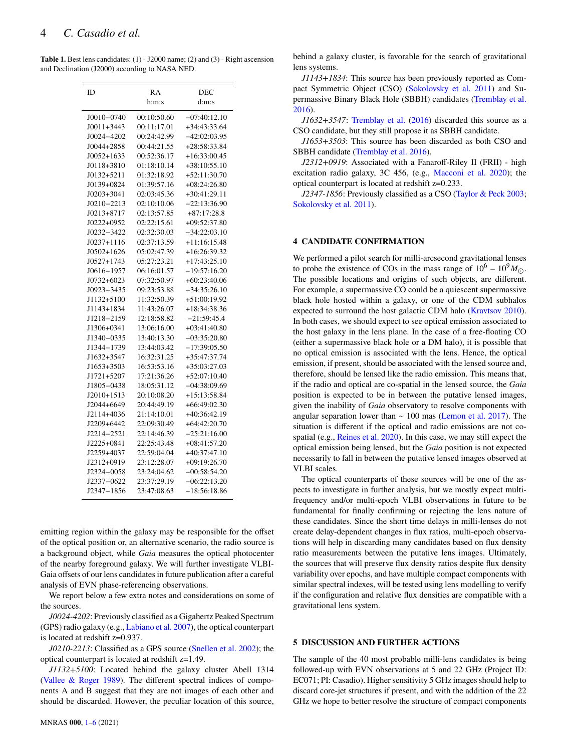**Table 1.** Best lens candidates: (1) - J2000 name; (2) and (3) - Right ascension and Declination (J2000) according to NASA NED.

| ID | RA h:m:s | DEC d:m:s |
|---|---|---|
| J0010−0740 | 00:10:50.60 | −07:40:12.10 |
| J0011+3443 | 00:11:17.01 | +34:43:33.64 |
| J0024−4202 | 00:24:42.99 | −42:02:03.95 |
| J0044+2858 | 00:44:21.55 | +28:58:33.84 |
| J0052+1633 | 00:52:36.17 | +16:33:00.45 |
| J0118+3810 | 01:18:10.14 | +38:10:55.10 |
| J0132+5211 | 01:32:18.92 | +52:11:30.70 |
| J0139+0824 | 01:39:57.16 | +08:24:26.80 |
| J0203+3041 | 02:03:45.36 | +30:41:29.11 |
| J0210−2213 | 02:10:10.06 | −22:13:36.90 |
| J0213+8717 | 02:13:57.85 | +87:17:28.8 |
| J0222+0952 | 02:22:15.61 | +09:52:37.80 |
| J0232−3422 | 02:32:30.03 | −34:22:03.10 |
| J0237+1116 | 02:37:13.59 | +11:16:15.48 |
| J0502+1626 | 05:02:47.39 | +16:26:39.32 |
| J0527+1743 | 05:27:23.21 | +17:43:25.10 |
| J0616−1957 | 06:16:01.57 | −19:57:16.20 |
| J0732+6023 | 07:32:50.97 | +60:23:40.06 |
| J0923−3435 | 09:23:53.88 | −34:35:26.10 |
| J1132+5100 | 11:32:50.39 | +51:00:19.92 |
| J1143+1834 | 11:43:26.07 | +18:34:38.36 |
| J1218−2159 | 12:18:58.82 | −21:59:45.4 |
| J1306+0341 | 13:06:16.00 | +03:41:40.80 |
| J1340−0335 | 13:40:13.30 | −03:35:20.80 |
| J1344−1739 | 13:44:03.42 | −17:39:05.50 |
| J1632+3547 | 16:32:31.25 | +35:47:37.74 |
| J1653+3503 | 16:53:53.16 | +35:03:27.03 |
| J1721+5207 | 17:21:36.26 | +52:07:10.40 |
| J1805−0438 | 18:05:31.12 | −04:38:09.69 |
| J2010+1513 | 20:10:08.20 | +15:13:58.84 |
| J2044+6649 | 20:44:49.19 | +66:49:02.30 |
| J2114+4036 | 21:14:10.01 | +40:36:42.19 |
| J2209+6442 | 22:09:30.49 | +64:42:20.70 |
| J2214−2521 | 22:14:46.39 | −25:21:16.00 |
| J2225+0841 | 22:25:43.48 | +08:41:57.20 |
| J2259+4037 | 22:59:04.04 | +40:37:47.10 |
| J2312+0919 | 23:12:28.07 | +09:19:26.70 |
| J2324−0058 | 23:24:04.62 | −00:58:54.20 |
| J2337−0622 | 23:37:29.19 | −06:22:13.20 |
| J2347−1856 | 23:47:08.63 | −18:56:18.86 |

emitting region within the galaxy may be responsible for the offset of the optical position or, an alternative scenario, the radio source is a background object, while *Gaia* measures the optical photocenter of the nearby foreground galaxy. We will further investigate VLBI-Gaia offsets of our lens candidates in future publication after a careful analysis of EVN phase-referencing observations.

We report below a few extra notes and considerations on some of the sources.

*J0024-4202*: Previously classified as a Gigahertz Peaked Spectrum (GPS) radio galaxy (e.g., Labiano et al. 2007), the optical counterpart is located at redshift z=0.937.

*J0210-2213*: Classified as a GPS source (Snellen et al. 2002); the optical counterpart is located at redshift z=1.49.

*J1132+5100*: Located behind the galaxy cluster Abell 1314 (Vallee & Roger 1989). The different spectral indices of components A and B suggest that they are not images of each other and should be discarded. However, the peculiar location of this source, behind a galaxy cluster, is favorable for the search of gravitational lens systems.

*J1143+1834*: This source has been previously reported as Compact Symmetric Object (CSO) (Sokolovsky et al. 2011) and Supermassive Binary Black Hole (SBBH) candidates (Tremblay et al. 2016).

*J1632+3547*: Tremblay et al. (2016) discarded this source as a CSO candidate, but they still propose it as SBBH candidate.

*J1653+3503*: This source has been discarded as both CSO and SBBH candidate (Tremblay et al. 2016).

*J2312+0919*: Associated with a Fanaroff-Riley II (FRII) - high excitation radio galaxy, 3C 456, (e.g., Macconi et al. 2020); the optical counterpart is located at redshift z=0.233.

*J2347-1856*: Previously classified as a CSO (Taylor & Peck 2003; Sokolovsky et al. 2011).

## 4 CANDIDATE CONFIRMATION

We performed a pilot search for milli-arcsecond gravitational lenses to probe the existence of COs in the mass range of $10^6$ – $10^9 M_{\odot}$. The possible locations and origins of such objects, are different. For example, a supermassive CO could be a quiescent supermassive black hole hosted within a galaxy, or one of the CDM subhalos expected to surround the host galactic CDM halo (Kravtsov 2010). In both cases, we should expect to see optical emission associated to the host galaxy in the lens plane. In the case of a free-floating CO (either a supermassive black hole or a DM halo), it is possible that no optical emission is associated with the lens. Hence, the optical emission, if present, should be associated with the lensed source and, therefore, should be lensed like the radio emission. This means that, if the radio and optical are co-spatial in the lensed source, the *Gaia* position is expected to be in between the putative lensed images, given the inability of *Gaia* observatory to resolve components with angular separation lower than ∼ 100 mas (Lemon et al. 2017). The situation is different if the optical and radio emissions are not co-spatial (e.g., Reines et al. 2020). In this case, we may still expect the optical emission being lensed, but the *Gaia* position is not expected necessarily to fall in between the putative lensed images observed at VLBI scales.

The optical counterparts of these sources will be one of the aspects to investigate in further analysis, but we mostly expect multi-frequency and/or multi-epoch VLBI observations in future to be fundamental for finally confirming or rejecting the lens nature of these candidates. Since the short time delays in milli-lenses do not create delay-dependent changes in flux ratios, multi-epoch observations will help in discarding many candidates based on flux density ratio measurements between the putative lens images. Ultimately, the sources that will preserve flux density ratios despite flux density variability over epochs, and have multiple compact components with similar spectral indexes, will be tested using lens modelling to verify if the configuration and relative flux densities are compatible with a gravitational lens system.

## 5 DISCUSSION AND FURTHER ACTIONS

The sample of the 40 most probable milli-lens candidates is being followed-up with EVN observations at 5 and 22 GHz (Project ID: EC071; PI: Casadio). Higher sensitivity 5 GHz images should help to discard core-jet structures if present, and with the addition of the 22 GHz we hope to better resolve the structure of compact components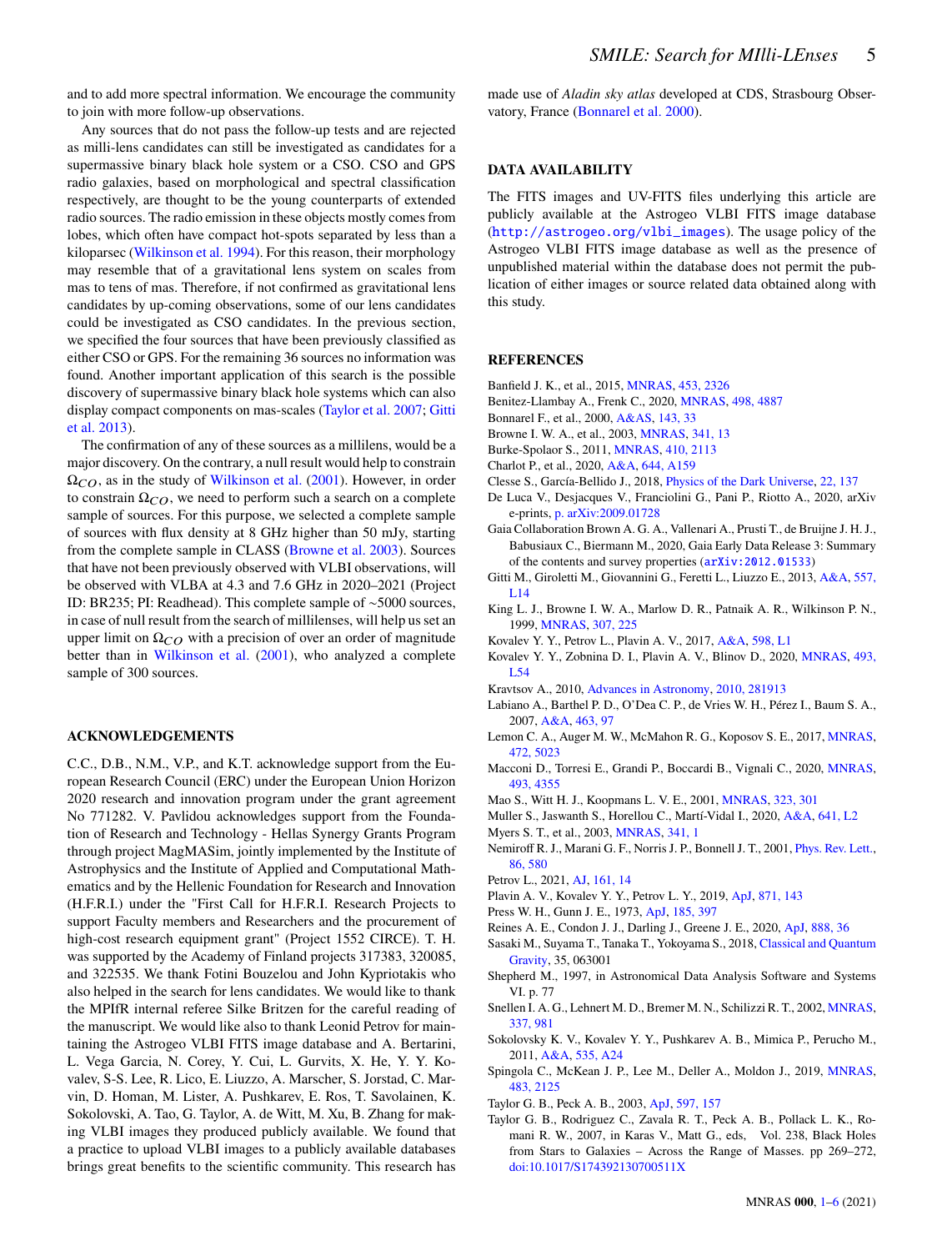and to add more spectral information. We encourage the community to join with more follow-up observations.

Any sources that do not pass the follow-up tests and are rejected as milli-lens candidates can still be investigated as candidates for a supermassive binary black hole system or a CSO. CSO and GPS radio galaxies, based on morphological and spectral classification respectively, are thought to be the young counterparts of extended radio sources. The radio emission in these objects mostly comes from lobes, which often have compact hot-spots separated by less than a kiloparsec (Wilkinson et al. 1994). For this reason, their morphology may resemble that of a gravitational lens system on scales from mas to tens of mas. Therefore, if not confirmed as gravitational lens candidates by up-coming observations, some of our lens candidates could be investigated as CSO candidates. In the previous section, we specified the four sources that have been previously classified as either CSO or GPS. For the remaining 36 sources no information was found. Another important application of this search is the possible discovery of supermassive binary black hole systems which can also display compact components on mas-scales (Taylor et al. 2007; Gitti et al. 2013).

The confirmation of any of these sources as a millilens, would be a major discovery. On the contrary, a null result would help to constrain $\Omega_{CO}$, as in the study of Wilkinson et al. (2001). However, in order to constrain $\Omega_{CO}$, we need to perform such a search on a complete sample of sources. For this purpose, we selected a complete sample of sources with flux density at 8 GHz higher than 50 mJy, starting from the complete sample in CLASS (Browne et al. 2003). Sources that have not been previously observed with VLBI observations, will be observed with VLBA at 4.3 and 7.6 GHz in 2020–2021 (Project ID: BR235; PI: Readhead). This complete sample of ~5000 sources, in case of null result from the search of millilenses, will help us set an upper limit on $\Omega_{CO}$ with a precision of over an order of magnitude better than in Wilkinson et al. (2001), who analyzed a complete sample of 300 sources.

## ACKNOWLEDGEMENTS

C.C., D.B., N.M., V.P., and K.T. acknowledge support from the European Research Council (ERC) under the European Union Horizon 2020 research and innovation programme under the grant agreement No 771282. V. Pavlidou acknowledges support from the Foundation of Research and Technology - Hellas Synergy Grants Program through project MagMASim, jointly implemented by the Institute of Astrophysics and the Institute of Applied and Computational Mathematics and by the Hellenic Foundation for Research and Innovation (H.F.R.I.) under the "First Call for H.F.R.I. Research Projects to support Faculty members and Researchers and the procurement of high-cost research equipment grant" (Project 1552 CIRCE). T. H. was supported by the Academy of Finland projects 317383, 320085, and 322535. We thank Fotini Bouzelou and John Kypriotakis who also helped in the search for lens candidates. We would like to thank the MPIfR internal referee Silke Britzen for the careful reading of the manuscript. We would like also to thank Leonid Petrov for maintaining the Astrogeo VLBI FITS image database and A. Bertarini, L. Vega Garcia, N. Corey, Y. Cui, L. Gurvits, X. He, Y. Y. Kovalev, S-S. Lee, R. Lico, E. Liuzzo, A. Marscher, S. Jorstad, C. Marvin, D. Homan, M. Lister, A. Pushkarev, E. Ros, T. Savolainen, K. Sokolovski, A. Tao, G. Taylor, A. de Witt, M. Xu, B. Zhang for making VLBI images they produced publicly available. We found that a practice to upload VLBI images to a publicly available databases brings great benefits to the scientific community. This research has made use of *Aladin sky atlas* developed at CDS, Strasbourg Observatory, France (Bonnarel et al. 2000).

## DATA AVAILABILITY

The FITS images and UV-FITS files underlying this article are publicly available at the Astrogeo VLBI FITS image database (http://astrogeo.org/vlbi_images). The usage policy of the Astrogeo VLBI FITS image database as well as the presence of unpublished material within the database does not permit the publication of either images or source related data obtained along with this study.

## REFERENCES

Banfield J. K., et al., 2015, MNRAS, 453, 2326
Benitez-Llambay A., Frenk C., 2020, MNRAS, 498, 4887
Bonnarel F., et al., 2000, A&AS, 143, 33
Browne I. W. A., et al., 2003, MNRAS, 341, 13
Burke-Spolaor S., 2011, MNRAS, 410, 2113
Charlot P., et al., 2020, A&A, 644, A159
Clesse S., García-Bellido J., 2018, Physics of the Dark Universe, 22, 137
De Luca V., Desjacques V., Franciolini G., Pani P., Riotto A., 2020, arXiv e-prints, p. arXiv:2009.01728
Gaia Collaboration Brown A. G. A., Vallenari A., Prusti T., de Bruijne J. H. J., Babusiaux C., Biermann M., 2020, Gaia Early Data Release 3: Summary of the contents and survey properties (arXiv:2012.01533)
Gitti M., Giroletti M., Giovannini G., Feretti L., Liuzzo E., 2013, A&A, 557, L14
King L. J., Browne I. W. A., Marlow D. R., Patnaik A. R., Wilkinson P. N., 1999, MNRAS, 307, 225
Kovalev Y. Y., Petrov L., Plavin A. V., 2017, A&A, 598, L1
Kovalev Y. Y., Zobnina D. I., Plavin A. V., Blinov D., 2020, MNRAS, 493, L54
Kravtsov A., 2010, Advances in Astronomy, 2010, 281913
Labiano A., Barthel P. D., O'Dea C. P., de Vries W. H., Pérez I., Baum S. A., 2007, A&A, 463, 97
Lemon C. A., Auger M. W., McMahon R. G., Koposov S. E., 2017, MNRAS, 472, 5023
Macconi D., Torresi E., Grandi P., Boccardi B., Vignali C., 2020, MNRAS, 493, 4355
Mao S., Witt H. J., Koopmans L. V. E., 2001, MNRAS, 323, 301
Muller S., Jaswanth S., Horellou C., Martí-Vidal I., 2020, A&A, 641, L2
Myers S. T., et al., 2003, MNRAS, 341, 1
Nemiroff R. J., Marani G. F., Norris J. P., Bonnell J. T., 2001, Phys. Rev. Lett., 86, 580
Petrov L., 2021, AJ, 161, 14
Plavin A. V., Kovalev Y. Y., Petrov L. Y., 2019, ApJ, 871, 143
Press W. H., Gunn J. E., 1973, ApJ, 185, 397
Reines A. E., Condon J. J., Darling J., Greene J. E., 2020, ApJ, 888, 36
Sasaki M., Suyama T., Tanaka T., Yokoyama S., 2018, Classical and Quantum Gravity, 35, 063001
Shepherd M., 1997, in Astronomical Data Analysis Software and Systems VI. p. 77
Snellen I. A. G., Lehnert M. D., Bremer M. N., Schilizzi R. T., 2002, MNRAS, 337, 981
Sokolovsky K. V., Kovalev Y. Y., Pushkarev A. B., Mimica P., Perucho M., 2011, A&A, 535, A24
Spingola C., McKean J. P., Lee M., Deller A., Moldon J., 2019, MNRAS, 483, 2125
Taylor G. B., Peck A. B., 2003, ApJ, 597, 157
Taylor G. B., Rodriguez C., Zavala R. T., Peck A. B., Pollack L. K., Romani R. W., 2007, in Karas V., Matt G., eds, Vol. 238, Black Holes from Stars to Galaxies – Across the Range of Masses. pp 269–272, doi:10.1017/S174392130700511X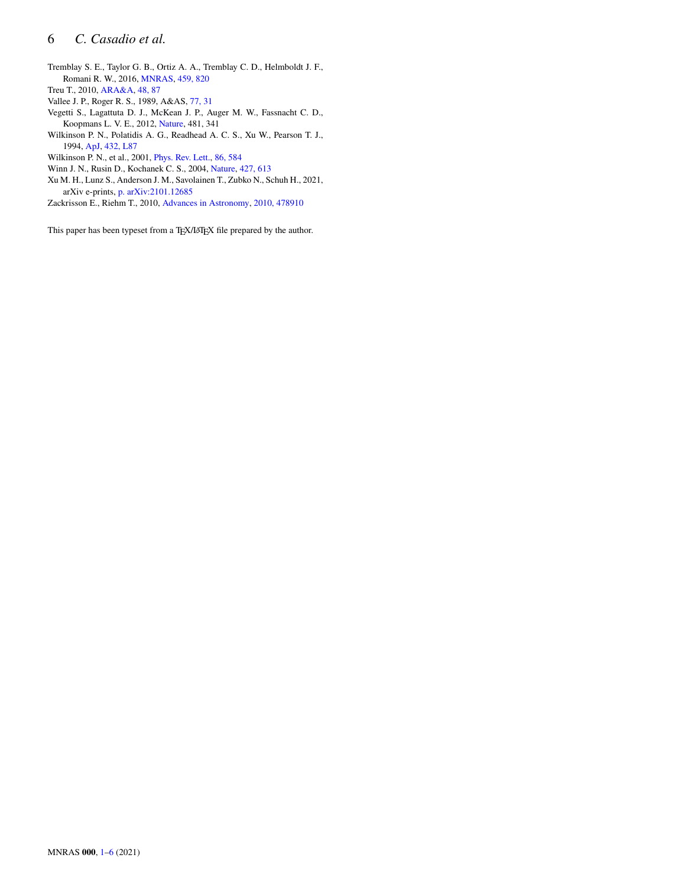Tremblay S. E., Taylor G. B., Ortiz A. A., Tremblay C. D., Helmboldt J. F., Romani R. W., 2016, MNRAS, 459, 820

Treu T., 2010, ARA&A, 48, 87

Vallee J. P., Roger R. S., 1989, A&AS, 77, 31

Vegetti S., Lagattuta D. J., McKean J. P., Auger M. W., Fassnacht C. D., Koopmans L. V. E., 2012, Nature, 481, 341

Wilkinson P. N., Polatidis A. G., Readhead A. C. S., Xu W., Pearson T. J., 1994, ApJ, 432, L87

Wilkinson P. N., et al., 2001, Phys. Rev. Lett., 86, 584

Winn J. N., Rusin D., Kochanek C. S., 2004, Nature, 427, 613

Xu M. H., Lunz S., Anderson J. M., Savolainen T., Zubko N., Schuh H., 2021, arXiv e-prints, p. arXiv:2101.12685

Zackrisson E., Riehm T., 2010, Advances in Astronomy, 2010, 478910

This paper has been typeset from a TEX/LATEX file prepared by the author.